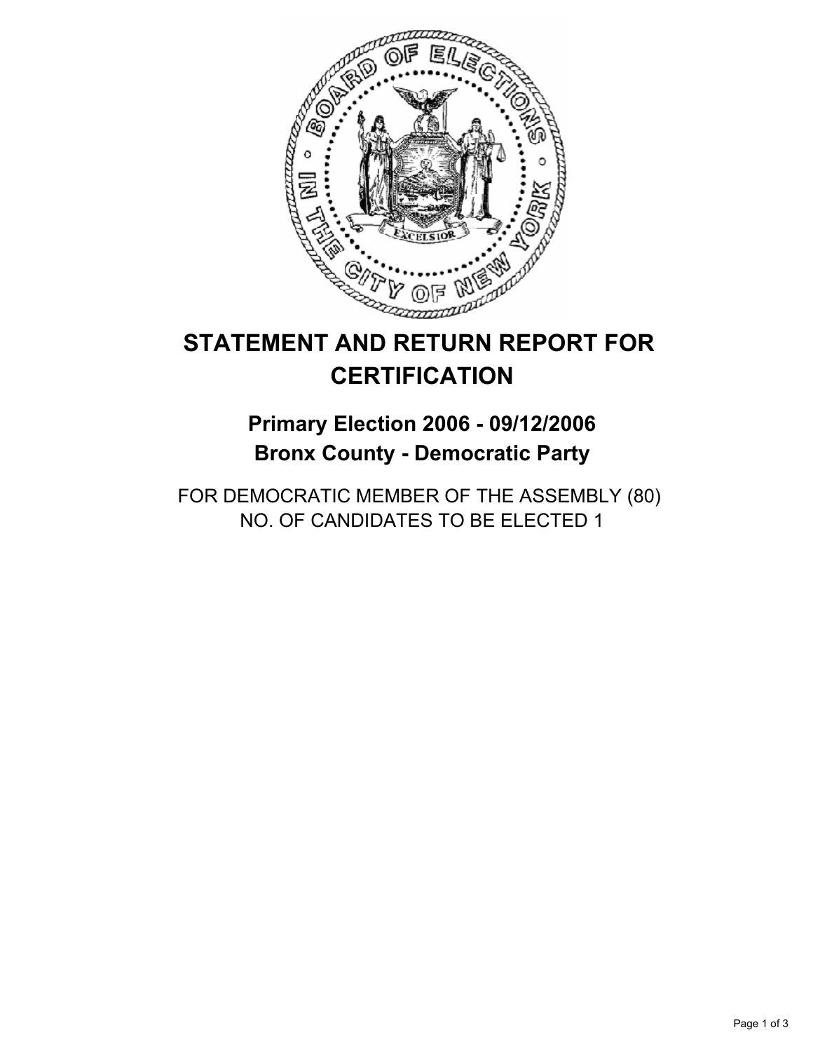# STATEMENT AND RETURN REPORT FOR CERTIFICATION

## Primary Election 2006 - 09/12/2006
## Bronx County - Democratic Party

FOR DEMOCRATIC MEMBER OF THE ASSEMBLY (80)
NO. OF CANDIDATES TO BE ELECTED 1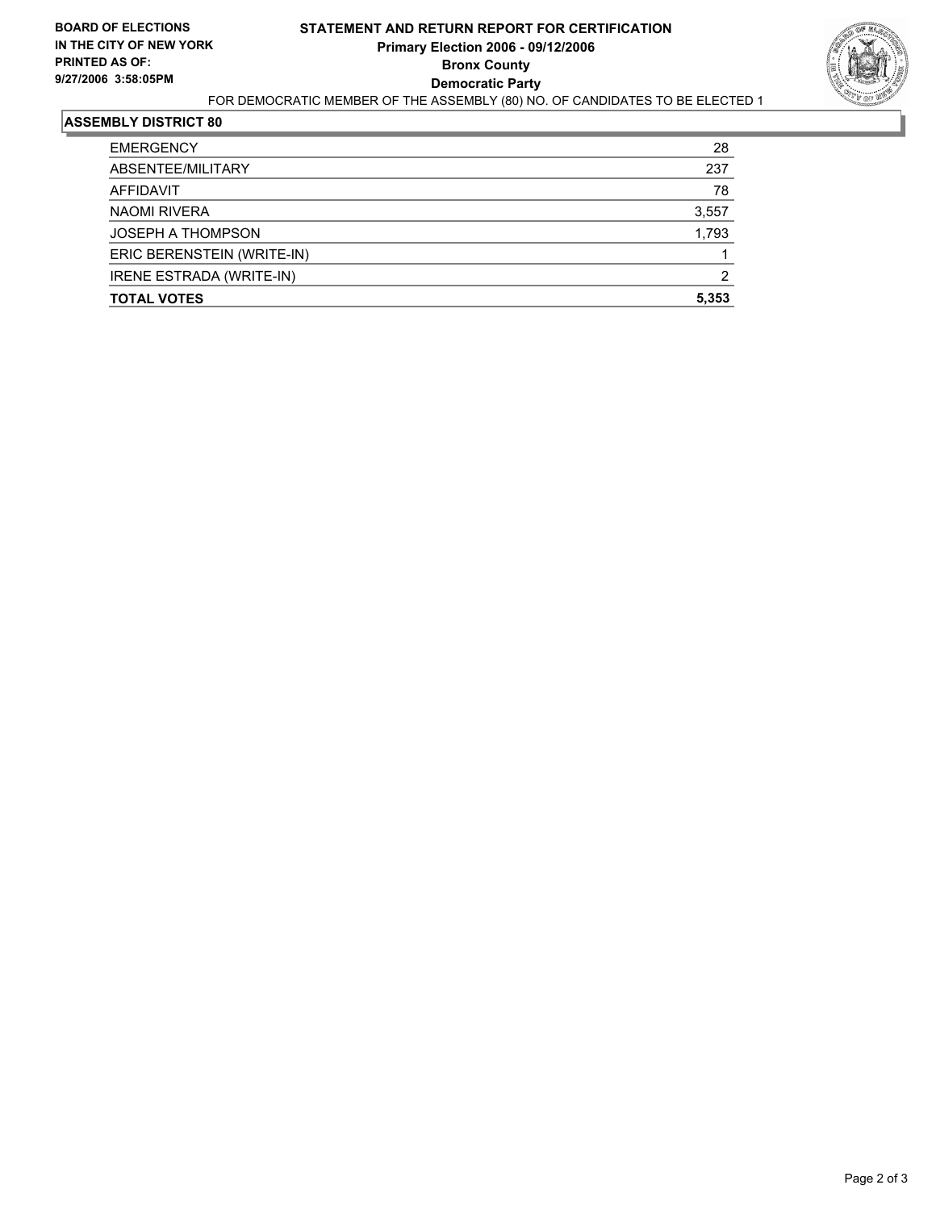**BOARD OF ELECTIONS IN THE CITY OF NEW YORK**
**PRINTED AS OF: 9/27/2006 3:58:05PM**

# STATEMENT AND RETURN REPORT FOR CERTIFICATION

**Primary Election 2006 - 09/12/2006**
**Bronx County**
**Democratic Party**

FOR DEMOCRATIC MEMBER OF THE ASSEMBLY (80) NO. OF CANDIDATES TO BE ELECTED 1

## ASSEMBLY DISTRICT 80

| | |
|---|---:|
| EMERGENCY | 28 |
| ABSENTEE/MILITARY | 237 |
| AFFIDAVIT | 78 |
| NAOMI RIVERA | 3,557 |
| JOSEPH A THOMPSON | 1,793 |
| ERIC BERENSTEIN (WRITE-IN) | 1 |
| IRENE ESTRADA (WRITE-IN) | 2 |
| **TOTAL VOTES** | **5,353** |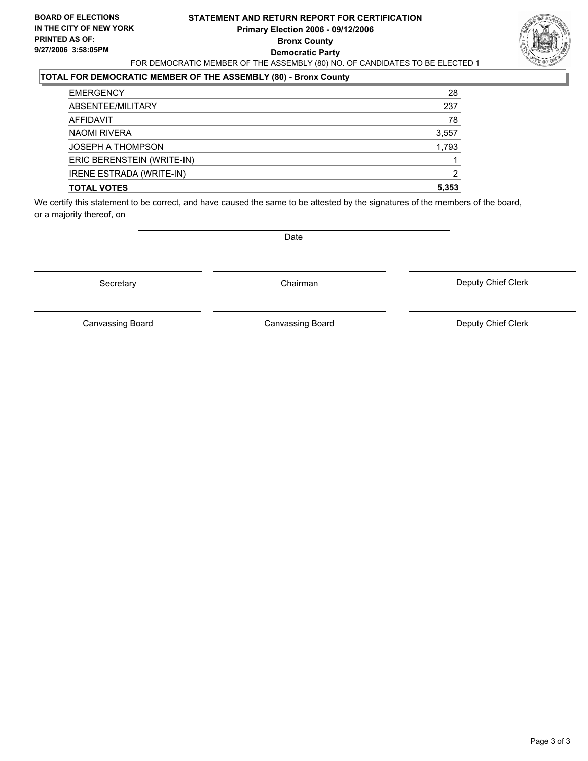**BOARD OF ELECTIONS IN THE CITY OF NEW YORK PRINTED AS OF: 9/27/2006 3:58:05PM**

# STATEMENT AND RETURN REPORT FOR CERTIFICATION
## Primary Election 2006 - 09/12/2006
## Bronx County
## Democratic Party

FOR DEMOCRATIC MEMBER OF THE ASSEMBLY (80) NO. OF CANDIDATES TO BE ELECTED 1

### TOTAL FOR DEMOCRATIC MEMBER OF THE ASSEMBLY (80) - Bronx County

| | |
|---|---|
| EMERGENCY | 28 |
| ABSENTEE/MILITARY | 237 |
| AFFIDAVIT | 78 |
| NAOMI RIVERA | 3,557 |
| JOSEPH A THOMPSON | 1,793 |
| ERIC BERENSTEIN (WRITE-IN) | 1 |
| IRENE ESTRADA (WRITE-IN) | 2 |
| **TOTAL VOTES** | **5,353** |

We certify this statement to be correct, and have caused the same to be attested by the signatures of the members of the board, or a majority thereof, on

Date

Secretary — Chairman — Deputy Chief Clerk

Canvassing Board — Canvassing Board — Deputy Chief Clerk